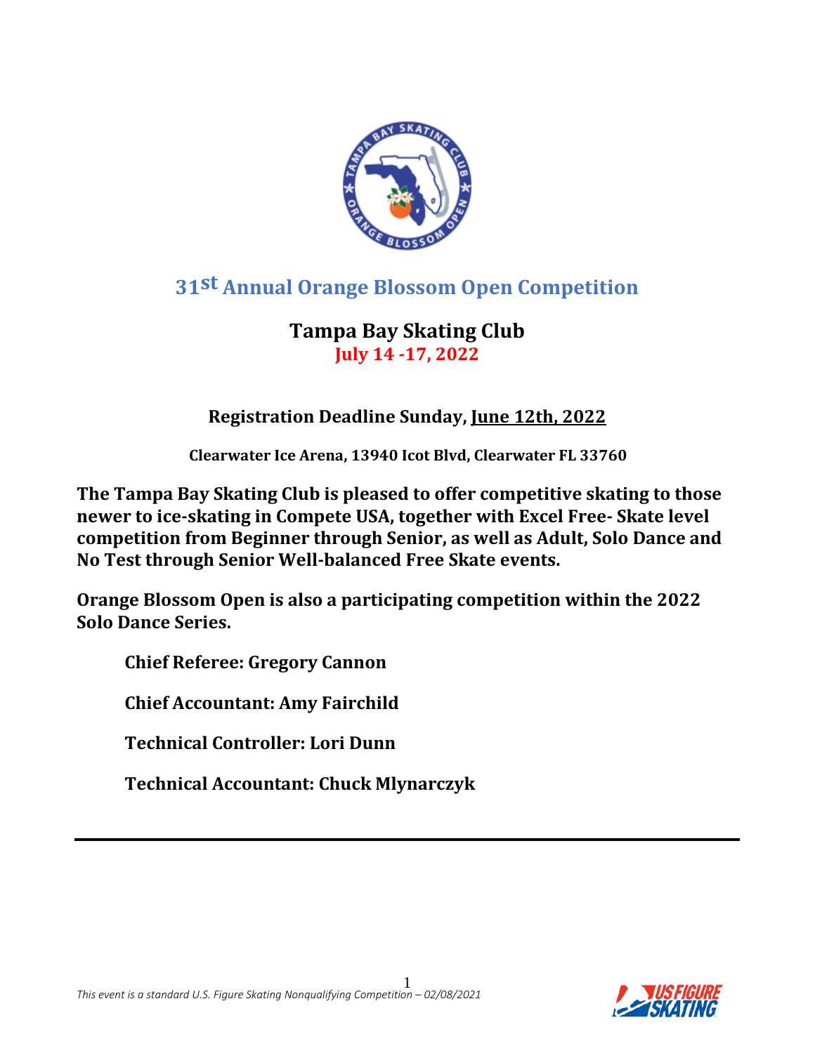# 31st Annual Orange Blossom Open Competition

## Tampa Bay Skating Club

**July 14 -17, 2022**

**Registration Deadline Sunday, June 12th, 2022**

**Clearwater Ice Arena, 13940 Icot Blvd, Clearwater FL 33760**

**The Tampa Bay Skating Club is pleased to offer competitive skating to those newer to ice-skating in Compete USA, together with Excel Free- Skate level competition from Beginner through Senior, as well as Adult, Solo Dance and No Test through Senior Well-balanced Free Skate events.**

**Orange Blossom Open is also a participating competition within the 2022 Solo Dance Series.**

**Chief Referee: Gregory Cannon**

**Chief Accountant: Amy Fairchild**

**Technical Controller: Lori Dunn**

**Technical Accountant: Chuck Mlynarczyk**

*This event is a standard U.S. Figure Skating Nonqualifying Competition – 02/08/2021*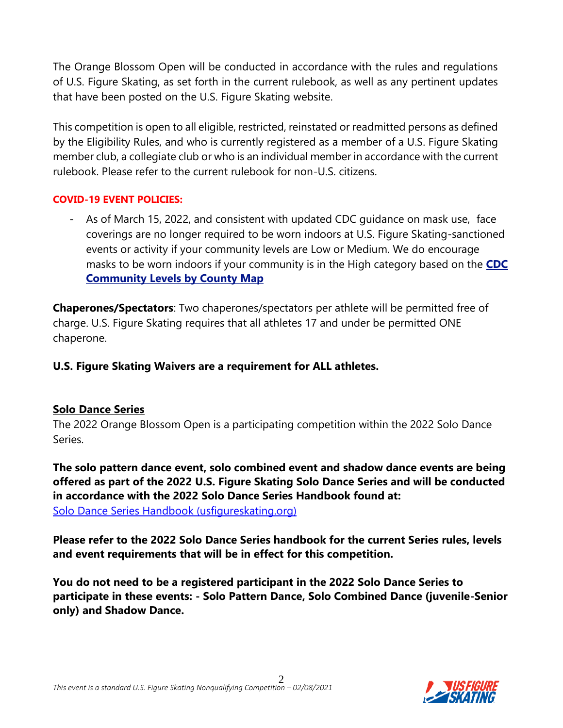The Orange Blossom Open will be conducted in accordance with the rules and regulations of U.S. Figure Skating, as set forth in the current rulebook, as well as any pertinent updates that have been posted on the U.S. Figure Skating website.

This competition is open to all eligible, restricted, reinstated or readmitted persons as defined by the Eligibility Rules, and who is currently registered as a member of a U.S. Figure Skating member club, a collegiate club or who is an individual member in accordance with the current rulebook. Please refer to the current rulebook for non-U.S. citizens.

**COVID-19 EVENT POLICIES:**

- As of March 15, 2022, and consistent with updated CDC guidance on mask use, face coverings are no longer required to be worn indoors at U.S. Figure Skating-sanctioned events or activity if your community levels are Low or Medium. We do encourage masks to be worn indoors if your community is in the High category based on the **CDC Community Levels by County Map**

**Chaperones/Spectators**: Two chaperones/spectators per athlete will be permitted free of charge. U.S. Figure Skating requires that all athletes 17 and under be permitted ONE chaperone.

**U.S. Figure Skating Waivers are a requirement for ALL athletes.**

**Solo Dance Series**

The 2022 Orange Blossom Open is a participating competition within the 2022 Solo Dance Series.

**The solo pattern dance event, solo combined event and shadow dance events are being offered as part of the 2022 U.S. Figure Skating Solo Dance Series and will be conducted in accordance with the 2022 Solo Dance Series Handbook found at:**
Solo Dance Series Handbook (usfigureskating.org)

**Please refer to the 2022 Solo Dance Series handbook for the current Series rules, levels and event requirements that will be in effect for this competition.**

**You do not need to be a registered participant in the 2022 Solo Dance Series to participate in these events: - Solo Pattern Dance, Solo Combined Dance (juvenile-Senior only) and Shadow Dance.**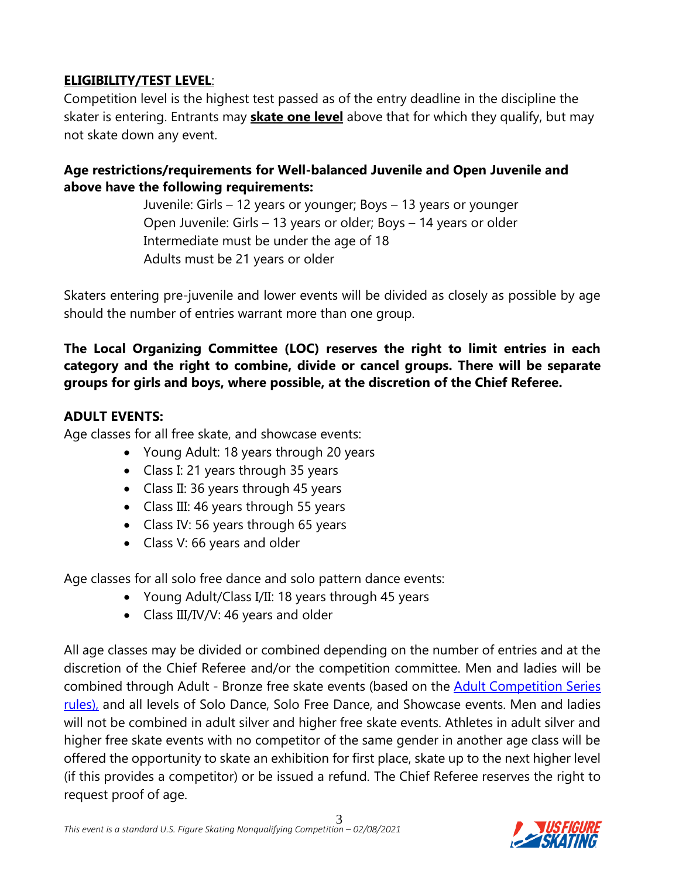**ELIGIBILITY/TEST LEVEL**:
Competition level is the highest test passed as of the entry deadline in the discipline the skater is entering. Entrants may **skate one level** above that for which they qualify, but may not skate down any event.

**Age restrictions/requirements for Well-balanced Juvenile and Open Juvenile and above have the following requirements:**

Juvenile: Girls – 12 years or younger; Boys – 13 years or younger
Open Juvenile: Girls – 13 years or older; Boys – 14 years or older
Intermediate must be under the age of 18
Adults must be 21 years or older

Skaters entering pre-juvenile and lower events will be divided as closely as possible by age should the number of entries warrant more than one group.

**The Local Organizing Committee (LOC) reserves the right to limit entries in each category and the right to combine, divide or cancel groups. There will be separate groups for girls and boys, where possible, at the discretion of the Chief Referee.**

**ADULT EVENTS:**
Age classes for all free skate, and showcase events:

- Young Adult: 18 years through 20 years
- Class I: 21 years through 35 years
- Class II: 36 years through 45 years
- Class III: 46 years through 55 years
- Class IV: 56 years through 65 years
- Class V: 66 years and older

Age classes for all solo free dance and solo pattern dance events:

- Young Adult/Class I/II: 18 years through 45 years
- Class III/IV/V: 46 years and older

All age classes may be divided or combined depending on the number of entries and at the discretion of the Chief Referee and/or the competition committee. Men and ladies will be combined through Adult - Bronze free skate events (based on the Adult Competition Series rules), and all levels of Solo Dance, Solo Free Dance, and Showcase events. Men and ladies will not be combined in adult silver and higher free skate events. Athletes in adult silver and higher free skate events with no competitor of the same gender in another age class will be offered the opportunity to skate an exhibition for first place, skate up to the next higher level (if this provides a competitor) or be issued a refund. The Chief Referee reserves the right to request proof of age.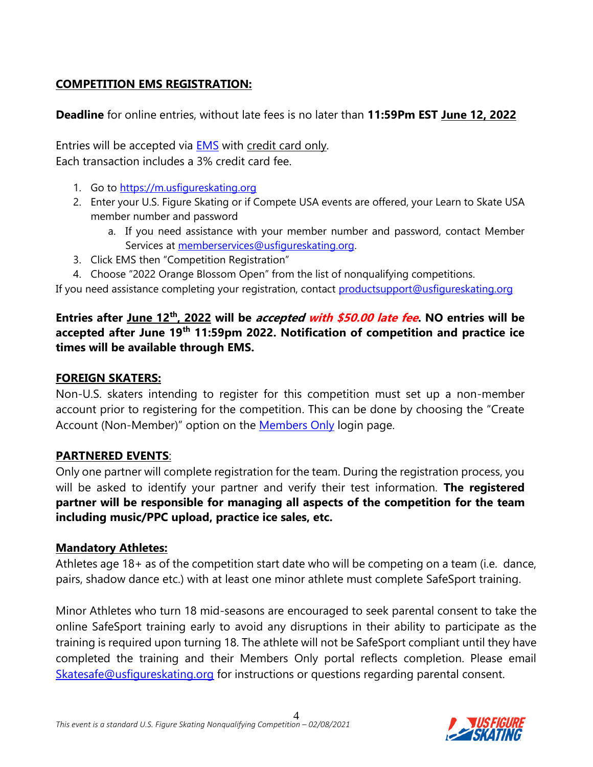## COMPETITION EMS REGISTRATION:

**Deadline** for online entries, without late fees is no later than **11:59Pm EST June 12, 2022**

Entries will be accepted via EMS with credit card only.
Each transaction includes a 3% credit card fee.

1. Go to https://m.usfigureskating.org
2. Enter your U.S. Figure Skating or if Compete USA events are offered, your Learn to Skate USA member number and password
   a. If you need assistance with your member number and password, contact Member Services at memberservices@usfigureskating.org.
3. Click EMS then "Competition Registration"
4. Choose "2022 Orange Blossom Open" from the list of nonqualifying competitions.

If you need assistance completing your registration, contact productsupport@usfigureskating.org

**Entries after June 12th, 2022 will be *accepted with $50.00 late fee*. NO entries will be accepted after June 19th 11:59pm 2022. Notification of competition and practice ice times will be available through EMS.**

## FOREIGN SKATERS:

Non-U.S. skaters intending to register for this competition must set up a non-member account prior to registering for the competition. This can be done by choosing the "Create Account (Non-Member)" option on the Members Only login page.

## PARTNERED EVENTS:

Only one partner will complete registration for the team. During the registration process, you will be asked to identify your partner and verify their test information. **The registered partner will be responsible for managing all aspects of the competition for the team including music/PPC upload, practice ice sales, etc.**

## Mandatory Athletes:

Athletes age 18+ as of the competition start date who will be competing on a team (i.e. dance, pairs, shadow dance etc.) with at least one minor athlete must complete SafeSport training.

Minor Athletes who turn 18 mid-seasons are encouraged to seek parental consent to take the online SafeSport training early to avoid any disruptions in their ability to participate as the training is required upon turning 18. The athlete will not be SafeSport compliant until they have completed the training and their Members Only portal reflects completion. Please email Skatesafe@usfigureskating.org for instructions or questions regarding parental consent.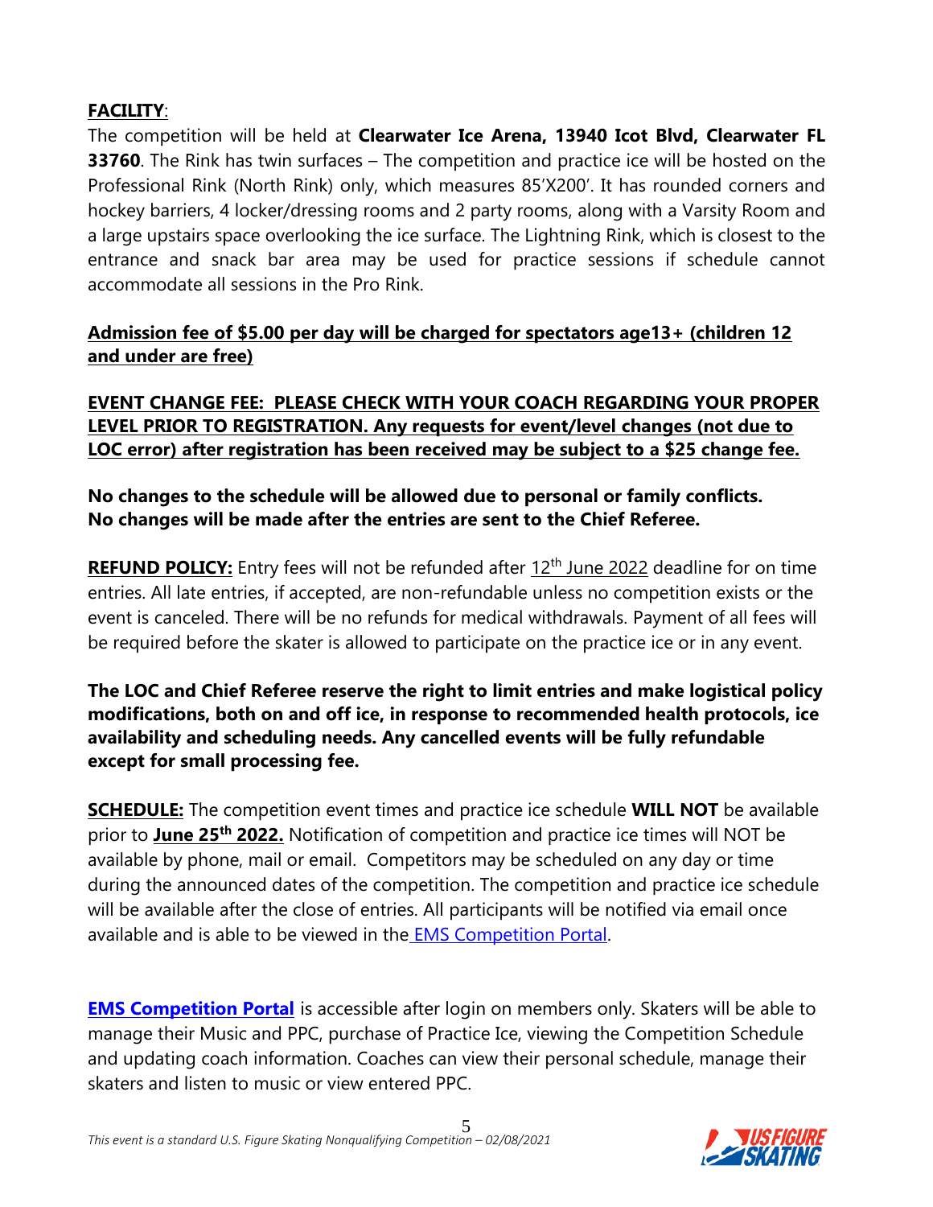**FACILITY**:

The competition will be held at **Clearwater Ice Arena, 13940 Icot Blvd, Clearwater FL 33760**. The Rink has twin surfaces – The competition and practice ice will be hosted on the Professional Rink (North Rink) only, which measures 85'X200'. It has rounded corners and hockey barriers, 4 locker/dressing rooms and 2 party rooms, along with a Varsity Room and a large upstairs space overlooking the ice surface. The Lightning Rink, which is closest to the entrance and snack bar area may be used for practice sessions if schedule cannot accommodate all sessions in the Pro Rink.

**Admission fee of $5.00 per day will be charged for spectators age13+ (children 12 and under are free)**

**EVENT CHANGE FEE: PLEASE CHECK WITH YOUR COACH REGARDING YOUR PROPER LEVEL PRIOR TO REGISTRATION. Any requests for event/level changes (not due to LOC error) after registration has been received may be subject to a $25 change fee.**

**No changes to the schedule will be allowed due to personal or family conflicts.**
**No changes will be made after the entries are sent to the Chief Referee.**

**REFUND POLICY:** Entry fees will not be refunded after 12th June 2022 deadline for on time entries. All late entries, if accepted, are non-refundable unless no competition exists or the event is canceled. There will be no refunds for medical withdrawals. Payment of all fees will be required before the skater is allowed to participate on the practice ice or in any event.

**The LOC and Chief Referee reserve the right to limit entries and make logistical policy modifications, both on and off ice, in response to recommended health protocols, ice availability and scheduling needs. Any cancelled events will be fully refundable except for small processing fee.**

**SCHEDULE:** The competition event times and practice ice schedule **WILL NOT** be available prior to **June 25th 2022.** Notification of competition and practice ice times will NOT be available by phone, mail or email. Competitors may be scheduled on any day or time during the announced dates of the competition. The competition and practice ice schedule will be available after the close of entries. All participants will be notified via email once available and is able to be viewed in the EMS Competition Portal.

**EMS Competition Portal** is accessible after login on members only. Skaters will be able to manage their Music and PPC, purchase of Practice Ice, viewing the Competition Schedule and updating coach information. Coaches can view their personal schedule, manage their skaters and listen to music or view entered PPC.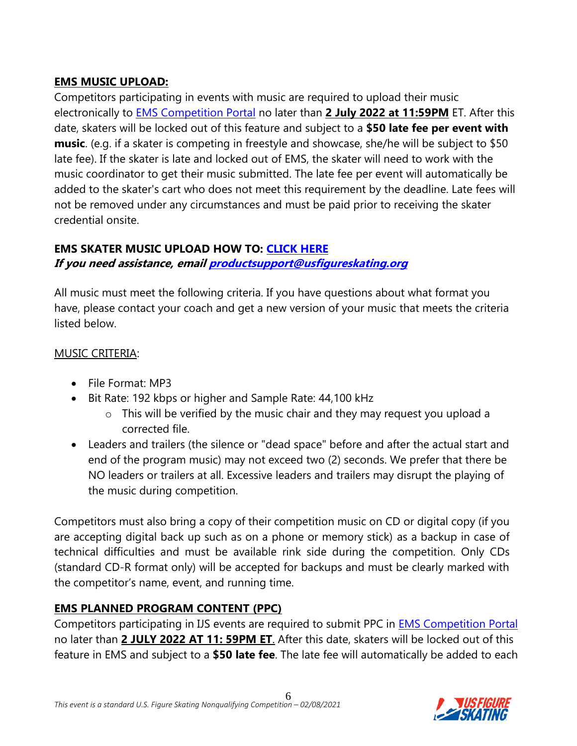**EMS MUSIC UPLOAD:**
Competitors participating in events with music are required to upload their music electronically to [EMS Competition Portal] no later than **2 July 2022 at 11:59PM** ET. After this date, skaters will be locked out of this feature and subject to a **$50 late fee per event with music**. (e.g. if a skater is competing in freestyle and showcase, she/he will be subject to $50 late fee). If the skater is late and locked out of EMS, the skater will need to work with the music coordinator to get their music submitted. The late fee per event will automatically be added to the skater's cart who does not meet this requirement by the deadline. Late fees will not be removed under any circumstances and must be paid prior to receiving the skater credential onsite.

**EMS SKATER MUSIC UPLOAD HOW TO: CLICK HERE**
***If you need assistance, email productsupport@usfigureskating.org***

All music must meet the following criteria. If you have questions about what format you have, please contact your coach and get a new version of your music that meets the criteria listed below.

MUSIC CRITERIA:

- File Format: MP3
- Bit Rate: 192 kbps or higher and Sample Rate: 44,100 kHz
  - This will be verified by the music chair and they may request you upload a corrected file.
- Leaders and trailers (the silence or "dead space" before and after the actual start and end of the program music) may not exceed two (2) seconds. We prefer that there be NO leaders or trailers at all. Excessive leaders and trailers may disrupt the playing of the music during competition.

Competitors must also bring a copy of their competition music on CD or digital copy (if you are accepting digital back up such as on a phone or memory stick) as a backup in case of technical difficulties and must be available rink side during the competition. Only CDs (standard CD-R format only) will be accepted for backups and must be clearly marked with the competitor's name, event, and running time.

**EMS PLANNED PROGRAM CONTENT (PPC)**
Competitors participating in IJS events are required to submit PPC in EMS Competition Portal no later than **2 JULY 2022 AT 11: 59PM ET**. After this date, skaters will be locked out of this feature in EMS and subject to a **$50 late fee**. The late fee will automatically be added to each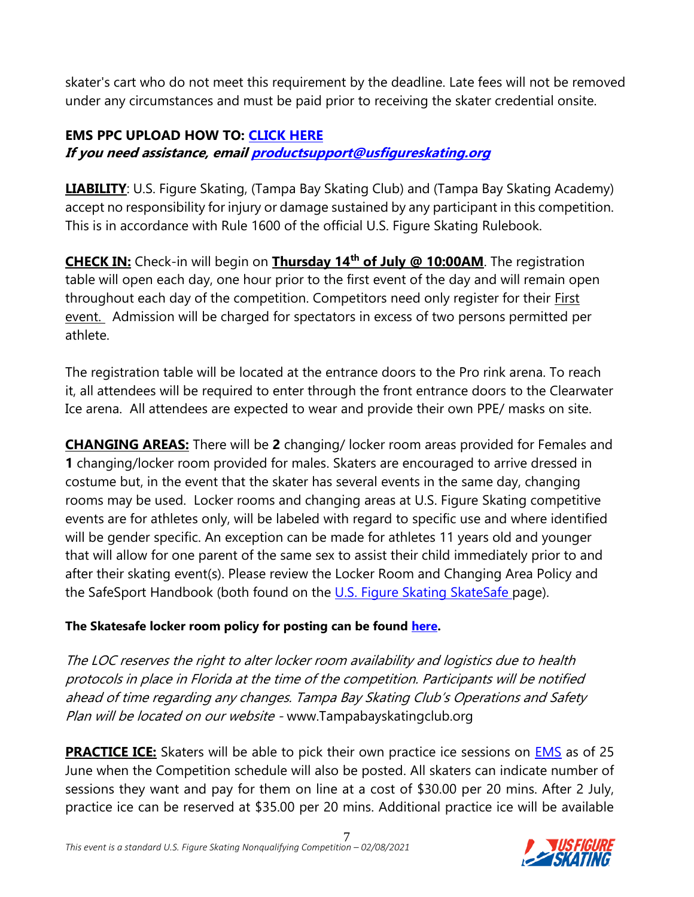skater's cart who do not meet this requirement by the deadline. Late fees will not be removed under any circumstances and must be paid prior to receiving the skater credential onsite.

**EMS PPC UPLOAD HOW TO: [CLICK HERE]()**
***If you need assistance, email [productsupport@usfigureskating.org](mailto:productsupport@usfigureskating.org)***

**LIABILITY**: U.S. Figure Skating, (Tampa Bay Skating Club) and (Tampa Bay Skating Academy) accept no responsibility for injury or damage sustained by any participant in this competition. This is in accordance with Rule 1600 of the official U.S. Figure Skating Rulebook.

**CHECK IN:** Check-in will begin on **Thursday 14th of July @ 10:00AM**. The registration table will open each day, one hour prior to the first event of the day and will remain open throughout each day of the competition. Competitors need only register for their First event. Admission will be charged for spectators in excess of two persons permitted per athlete.

The registration table will be located at the entrance doors to the Pro rink arena. To reach it, all attendees will be required to enter through the front entrance doors to the Clearwater Ice arena. All attendees are expected to wear and provide their own PPE/ masks on site.

**CHANGING AREAS:** There will be **2** changing/ locker room areas provided for Females and **1** changing/locker room provided for males. Skaters are encouraged to arrive dressed in costume but, in the event that the skater has several events in the same day, changing rooms may be used. Locker rooms and changing areas at U.S. Figure Skating competitive events are for athletes only, will be labeled with regard to specific use and where identified will be gender specific. An exception can be made for athletes 11 years old and younger that will allow for one parent of the same sex to assist their child immediately prior to and after their skating event(s). Please review the Locker Room and Changing Area Policy and the SafeSport Handbook (both found on the [U.S. Figure Skating SkateSafe]() page).

**The Skatesafe locker room policy for posting can be found [here]().**

*The LOC reserves the right to alter locker room availability and logistics due to health protocols in place in Florida at the time of the competition. Participants will be notified ahead of time regarding any changes. Tampa Bay Skating Club's Operations and Safety Plan will be located on our website* - www.Tampabayskatingclub.org

**PRACTICE ICE:** Skaters will be able to pick their own practice ice sessions on [EMS]() as of 25 June when the Competition schedule will also be posted. All skaters can indicate number of sessions they want and pay for them on line at a cost of $30.00 per 20 mins. After 2 July, practice ice can be reserved at $35.00 per 20 mins. Additional practice ice will be available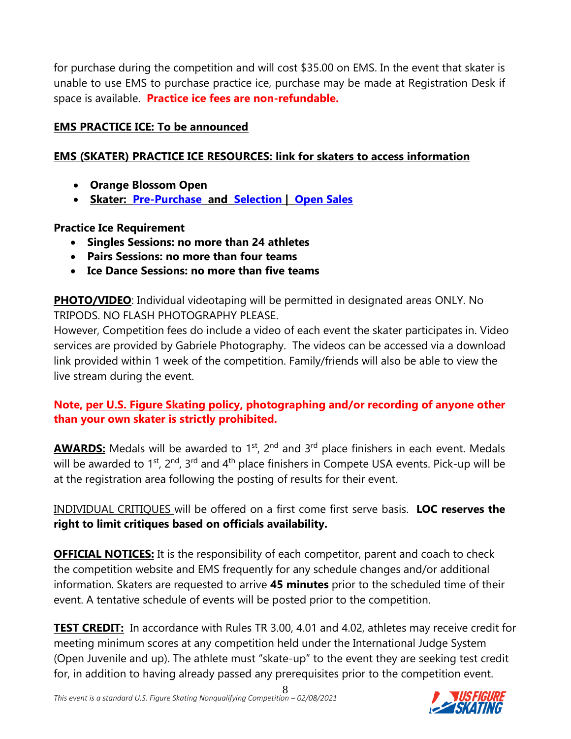for purchase during the competition and will cost $35.00 on EMS. In the event that skater is unable to use EMS to purchase practice ice, purchase may be made at Registration Desk if space is available. **Practice ice fees are non-refundable.**

**EMS PRACTICE ICE: To be announced**

**EMS (SKATER) PRACTICE ICE RESOURCES: link for skaters to access information**

- **Orange Blossom Open**
- **Skater: Pre-Purchase and Selection | Open Sales**

**Practice Ice Requirement**

- **Singles Sessions: no more than 24 athletes**
- **Pairs Sessions: no more than four teams**
- **Ice Dance Sessions: no more than five teams**

**PHOTO/VIDEO**: Individual videotaping will be permitted in designated areas ONLY. No TRIPODS. NO FLASH PHOTOGRAPHY PLEASE.
However, Competition fees do include a video of each event the skater participates in. Video services are provided by Gabriele Photography. The videos can be accessed via a download link provided within 1 week of the competition. Family/friends will also be able to view the live stream during the event.

**Note, per U.S. Figure Skating policy, photographing and/or recording of anyone other than your own skater is strictly prohibited.**

**AWARDS:** Medals will be awarded to 1st, 2nd and 3rd place finishers in each event. Medals will be awarded to 1st, 2nd, 3rd and 4th place finishers in Compete USA events. Pick-up will be at the registration area following the posting of results for their event.

INDIVIDUAL CRITIQUES will be offered on a first come first serve basis. **LOC reserves the right to limit critiques based on officials availability.**

**OFFICIAL NOTICES:** It is the responsibility of each competitor, parent and coach to check the competition website and EMS frequently for any schedule changes and/or additional information. Skaters are requested to arrive **45 minutes** prior to the scheduled time of their event. A tentative schedule of events will be posted prior to the competition.

**TEST CREDIT:** In accordance with Rules TR 3.00, 4.01 and 4.02, athletes may receive credit for meeting minimum scores at any competition held under the International Judge System (Open Juvenile and up). The athlete must "skate-up" to the event they are seeking test credit for, in addition to having already passed any prerequisites prior to the competition event.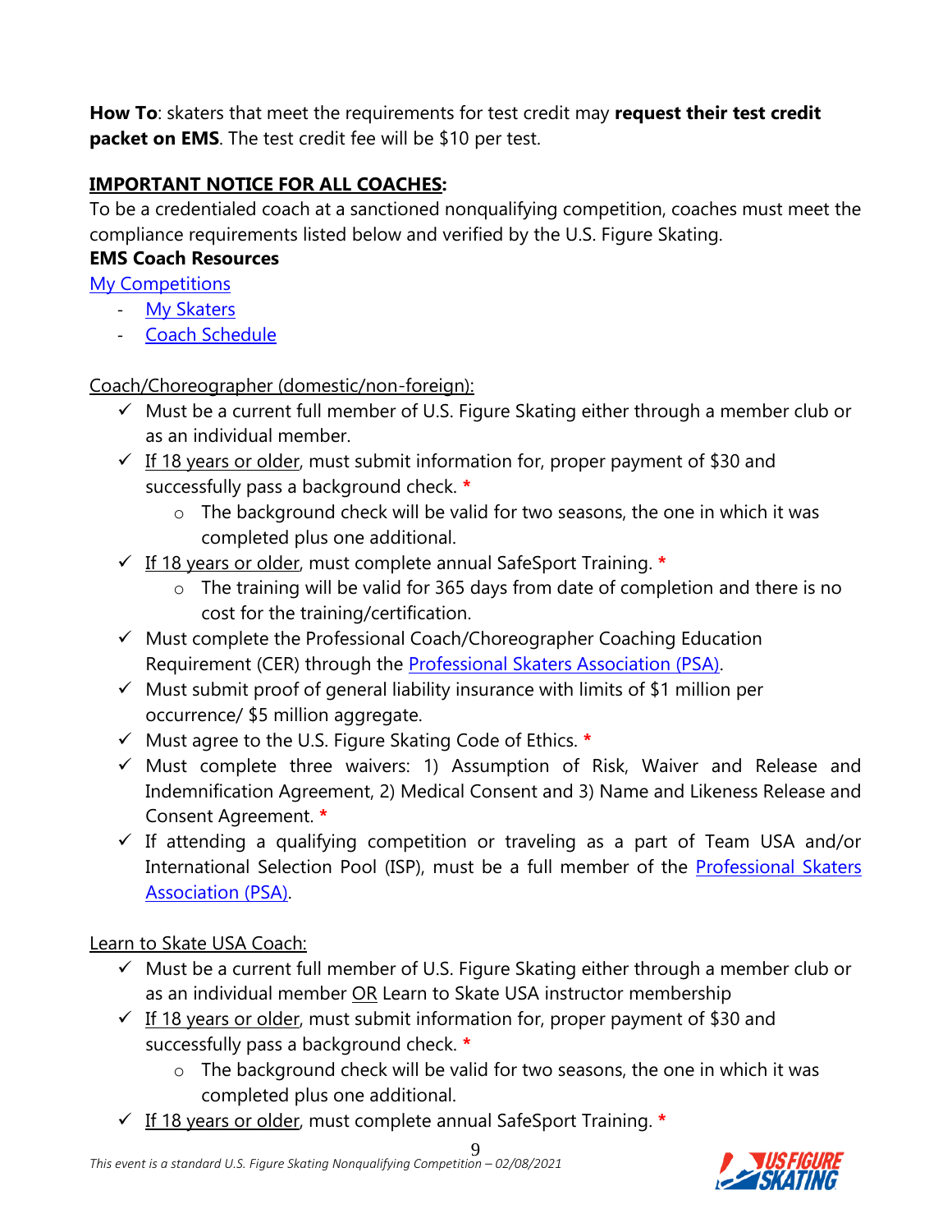**How To**: skaters that meet the requirements for test credit may **request their test credit packet on EMS**. The test credit fee will be $10 per test.

**IMPORTANT NOTICE FOR ALL COACHES:**

To be a credentialed coach at a sanctioned nonqualifying competition, coaches must meet the compliance requirements listed below and verified by the U.S. Figure Skating.

**EMS Coach Resources**

[My Competitions]()

- [My Skaters]()
- [Coach Schedule]()

Coach/Choreographer (domestic/non-foreign):

- ✓ Must be a current full member of U.S. Figure Skating either through a member club or as an individual member.
- ✓ If 18 years or older, must submit information for, proper payment of $30 and successfully pass a background check. *
  - The background check will be valid for two seasons, the one in which it was completed plus one additional.
- ✓ If 18 years or older, must complete annual SafeSport Training. *
  - The training will be valid for 365 days from date of completion and there is no cost for the training/certification.
- ✓ Must complete the Professional Coach/Choreographer Coaching Education Requirement (CER) through the [Professional Skaters Association (PSA)]().
- ✓ Must submit proof of general liability insurance with limits of $1 million per occurrence/ $5 million aggregate.
- ✓ Must agree to the U.S. Figure Skating Code of Ethics. *
- ✓ Must complete three waivers: 1) Assumption of Risk, Waiver and Release and Indemnification Agreement, 2) Medical Consent and 3) Name and Likeness Release and Consent Agreement. *
- ✓ If attending a qualifying competition or traveling as a part of Team USA and/or International Selection Pool (ISP), must be a full member of the [Professional Skaters Association (PSA)]().

Learn to Skate USA Coach:

- ✓ Must be a current full member of U.S. Figure Skating either through a member club or as an individual member OR Learn to Skate USA instructor membership
- ✓ If 18 years or older, must submit information for, proper payment of $30 and successfully pass a background check. *
  - The background check will be valid for two seasons, the one in which it was completed plus one additional.
- ✓ If 18 years or older, must complete annual SafeSport Training. *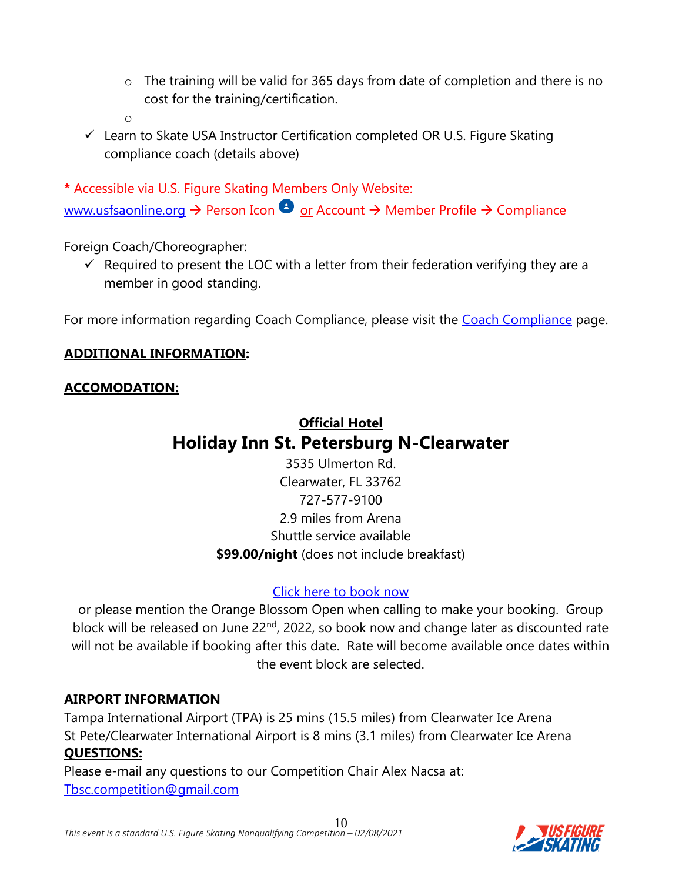- The training will be valid for 365 days from date of completion and there is no cost for the training/certification.
  -

- ✓ Learn to Skate USA Instructor Certification completed OR U.S. Figure Skating compliance coach (details above)

\* Accessible via U.S. Figure Skating Members Only Website:
www.usfsaonline.org → Person Icon or Account → Member Profile → Compliance

Foreign Coach/Choreographer:

- ✓ Required to present the LOC with a letter from their federation verifying they are a member in good standing.

For more information regarding Coach Compliance, please visit the Coach Compliance page.

**ADDITIONAL INFORMATION:**

**ACCOMODATION:**

**Official Hotel**

## Holiday Inn St. Petersburg N-Clearwater

3535 Ulmerton Rd.
Clearwater, FL 33762
727-577-9100
2.9 miles from Arena
Shuttle service available
**$99.00/night** (does not include breakfast)

Click here to book now

or please mention the Orange Blossom Open when calling to make your booking. Group block will be released on June 22nd, 2022, so book now and change later as discounted rate will not be available if booking after this date. Rate will become available once dates within the event block are selected.

**AIRPORT INFORMATION**

Tampa International Airport (TPA) is 25 mins (15.5 miles) from Clearwater Ice Arena
St Pete/Clearwater International Airport is 8 mins (3.1 miles) from Clearwater Ice Arena

**QUESTIONS:**

Please e-mail any questions to our Competition Chair Alex Nacsa at:
Tbsc.competition@gmail.com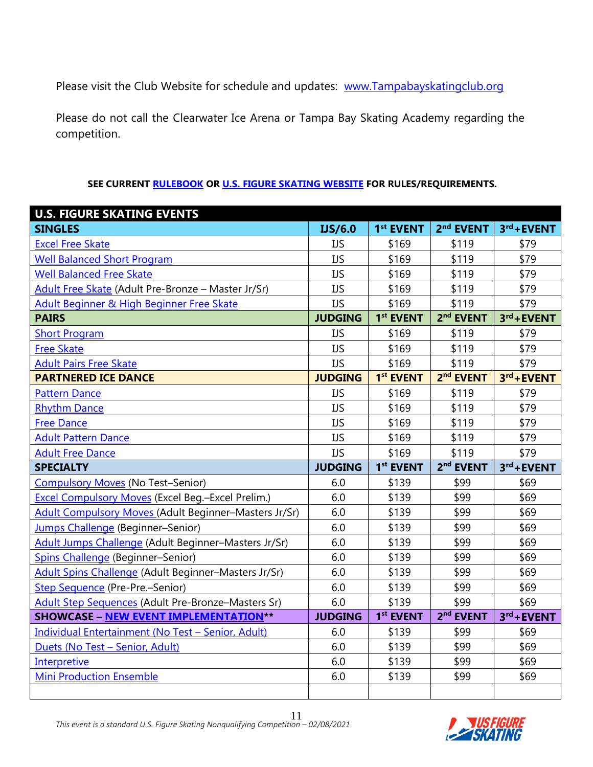Please visit the Club Website for schedule and updates: [www.Tampabayskatingclub.org](www.Tampabayskatingclub.org)

Please do not call the Clearwater Ice Arena or Tampa Bay Skating Academy regarding the competition.

**SEE CURRENT RULEBOOK OR U.S. FIGURE SKATING WEBSITE FOR RULES/REQUIREMENTS.**

| U.S. FIGURE SKATING EVENTS | | | | |
|---|---|---|---|---|
| **SINGLES** | **IJS/6.0** | **1st EVENT** | **2nd EVENT** | **3rd+EVENT** |
| Excel Free Skate | IJS | $169 | $119 | $79 |
| Well Balanced Short Program | IJS | $169 | $119 | $79 |
| Well Balanced Free Skate | IJS | $169 | $119 | $79 |
| Adult Free Skate (Adult Pre-Bronze – Master Jr/Sr) | IJS | $169 | $119 | $79 |
| Adult Beginner & High Beginner Free Skate | IJS | $169 | $119 | $79 |
| **PAIRS** | **JUDGING** | **1st EVENT** | **2nd EVENT** | **3rd+EVENT** |
| Short Program | IJS | $169 | $119 | $79 |
| Free Skate | IJS | $169 | $119 | $79 |
| Adult Pairs Free Skate | IJS | $169 | $119 | $79 |
| **PARTNERED ICE DANCE** | **JUDGING** | **1st EVENT** | **2nd EVENT** | **3rd+EVENT** |
| Pattern Dance | IJS | $169 | $119 | $79 |
| Rhythm Dance | IJS | $169 | $119 | $79 |
| Free Dance | IJS | $169 | $119 | $79 |
| Adult Pattern Dance | IJS | $169 | $119 | $79 |
| Adult Free Dance | IJS | $169 | $119 | $79 |
| **SPECIALTY** | **JUDGING** | **1st EVENT** | **2nd EVENT** | **3rd+EVENT** |
| Compulsory Moves (No Test–Senior) | 6.0 | $139 | $99 | $69 |
| Excel Compulsory Moves (Excel Beg.–Excel Prelim.) | 6.0 | $139 | $99 | $69 |
| Adult Compulsory Moves (Adult Beginner–Masters Jr/Sr) | 6.0 | $139 | $99 | $69 |
| Jumps Challenge (Beginner–Senior) | 6.0 | $139 | $99 | $69 |
| Adult Jumps Challenge (Adult Beginner–Masters Jr/Sr) | 6.0 | $139 | $99 | $69 |
| Spins Challenge (Beginner–Senior) | 6.0 | $139 | $99 | $69 |
| Adult Spins Challenge (Adult Beginner–Masters Jr/Sr) | 6.0 | $139 | $99 | $69 |
| Step Sequence (Pre-Pre.–Senior) | 6.0 | $139 | $99 | $69 |
| Adult Step Sequences (Adult Pre-Bronze–Masters Sr) | 6.0 | $139 | $99 | $69 |
| **SHOWCASE – NEW EVENT IMPLEMENTATION**\*\* | **JUDGING** | **1st EVENT** | **2nd EVENT** | **3rd+EVENT** |
| Individual Entertainment (No Test – Senior, Adult) | 6.0 | $139 | $99 | $69 |
| Duets (No Test – Senior, Adult) | 6.0 | $139 | $99 | $69 |
| Interpretive | 6.0 | $139 | $99 | $69 |
| Mini Production Ensemble | 6.0 | $139 | $99 | $69 |
| | | | | |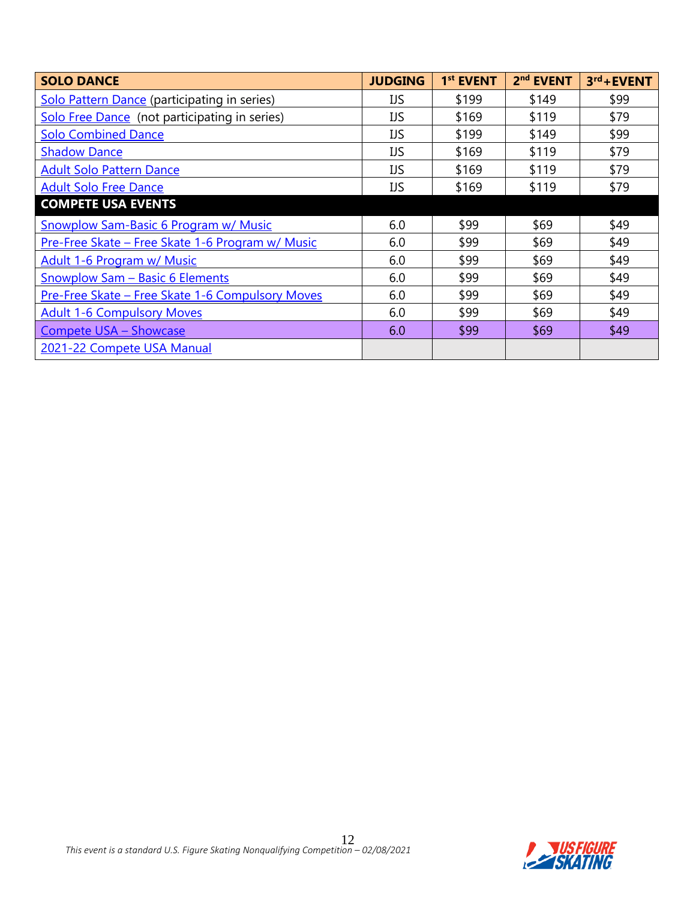| SOLO DANCE | JUDGING | 1st EVENT | 2nd EVENT | 3rd+EVENT |
|---|---|---|---|---|
| Solo Pattern Dance (participating in series) | IJS | $199 | $149 | $99 |
| Solo Free Dance (not participating in series) | IJS | $169 | $119 | $79 |
| Solo Combined Dance | IJS | $199 | $149 | $99 |
| Shadow Dance | IJS | $169 | $119 | $79 |
| Adult Solo Pattern Dance | IJS | $169 | $119 | $79 |
| Adult Solo Free Dance | IJS | $169 | $119 | $79 |
| **COMPETE USA EVENTS** | | | | |
| Snowplow Sam-Basic 6 Program w/ Music | 6.0 | $99 | $69 | $49 |
| Pre-Free Skate – Free Skate 1-6 Program w/ Music | 6.0 | $99 | $69 | $49 |
| Adult 1-6 Program w/ Music | 6.0 | $99 | $69 | $49 |
| Snowplow Sam – Basic 6 Elements | 6.0 | $99 | $69 | $49 |
| Pre-Free Skate – Free Skate 1-6 Compulsory Moves | 6.0 | $99 | $69 | $49 |
| Adult 1-6 Compulsory Moves | 6.0 | $99 | $69 | $49 |
| Compete USA – Showcase | 6.0 | $99 | $69 | $49 |
| 2021-22 Compete USA Manual | | | | |

*This event is a standard U.S. Figure Skating Nonqualifying Competition – 02/08/2021*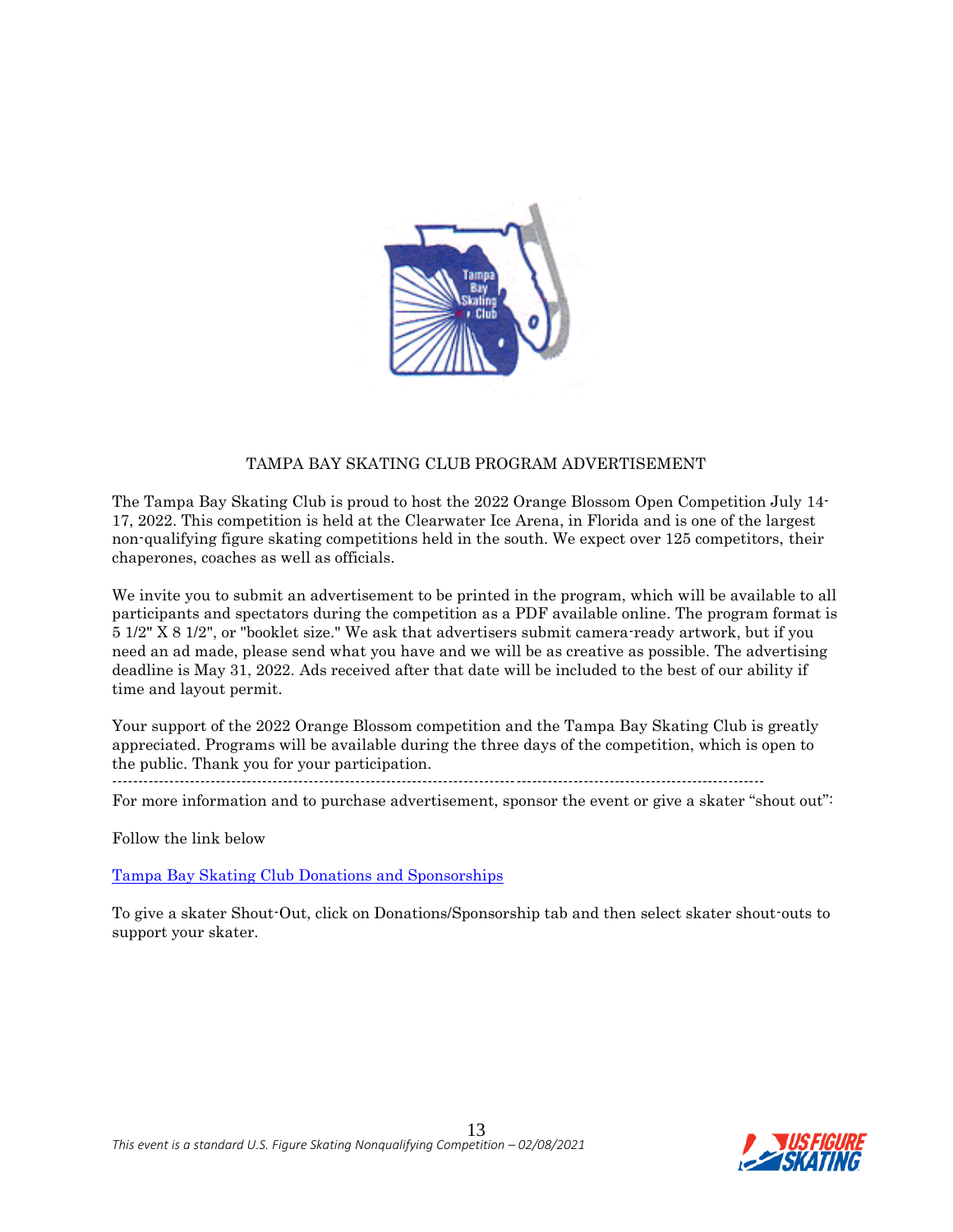TAMPA BAY SKATING CLUB PROGRAM ADVERTISEMENT

The Tampa Bay Skating Club is proud to host the 2022 Orange Blossom Open Competition July 14-17, 2022. This competition is held at the Clearwater Ice Arena, in Florida and is one of the largest non-qualifying figure skating competitions held in the south. We expect over 125 competitors, their chaperones, coaches as well as officials.

We invite you to submit an advertisement to be printed in the program, which will be available to all participants and spectators during the competition as a PDF available online. The program format is 5 1/2" X 8 1/2", or "booklet size." We ask that advertisers submit camera-ready artwork, but if you need an ad made, please send what you have and we will be as creative as possible. The advertising deadline is May 31, 2022. Ads received after that date will be included to the best of our ability if time and layout permit.

Your support of the 2022 Orange Blossom competition and the Tampa Bay Skating Club is greatly appreciated. Programs will be available during the three days of the competition, which is open to the public. Thank you for your participation.

---

For more information and to purchase advertisement, sponsor the event or give a skater "shout out":

Follow the link below

[Tampa Bay Skating Club Donations and Sponsorships]

To give a skater Shout-Out, click on Donations/Sponsorship tab and then select skater shout-outs to support your skater.